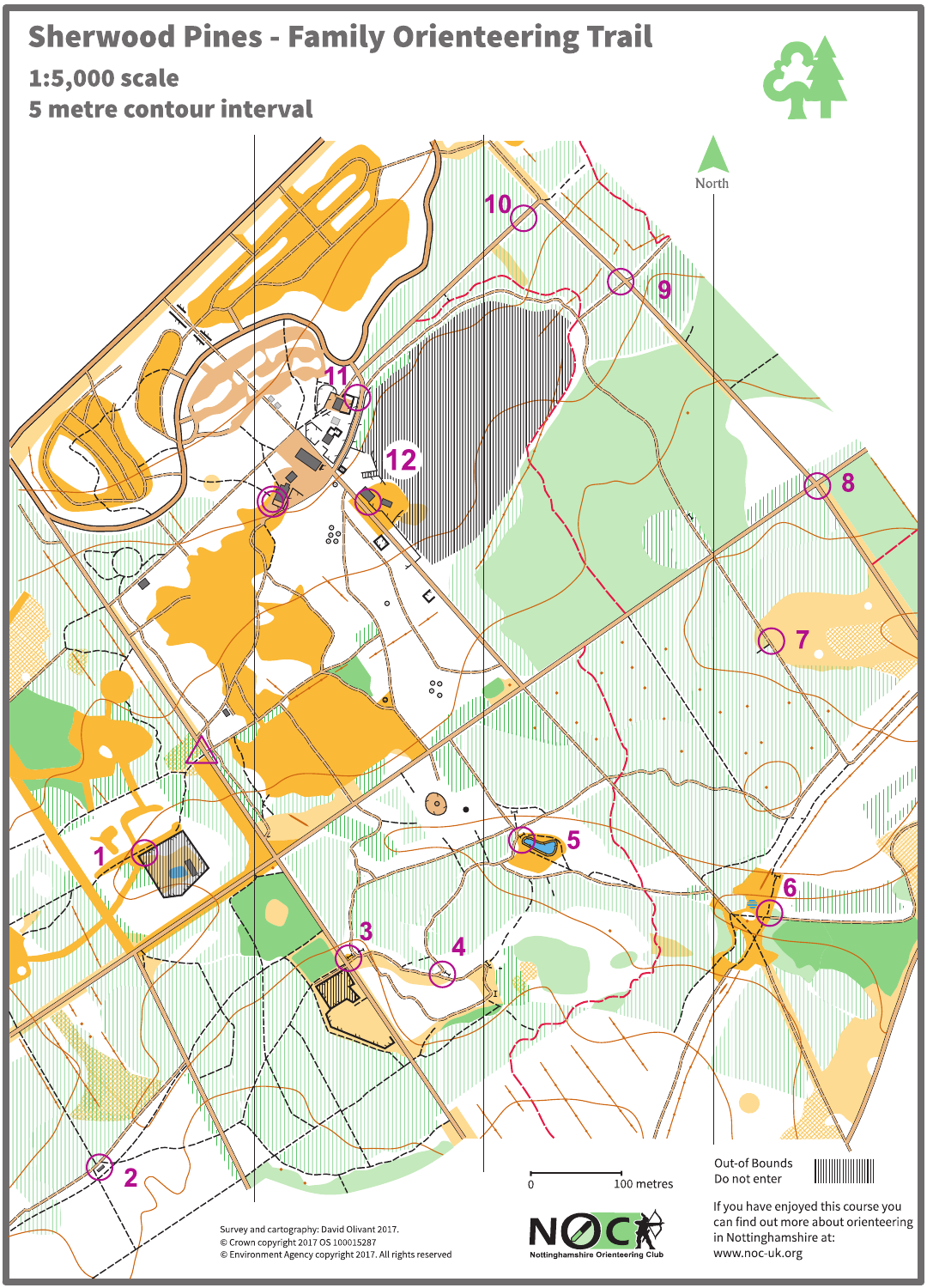# Sherwood Pines - Family Orienteering Trail

**1:5,000 scale**

**5 metre contour interval**

North

0 — 100 metres

Out-of Bounds
Do not enter

If you have enjoyed this course you can find out more about orienteering in Nottinghamshire at:
www.noc-uk.org

Survey and cartography: David Olivant 2017.
© Crown copyright 2017 OS 100015287
© Environment Agency copyright 2017. All rights reserved

NOC
Nottinghamshire Orienteering Club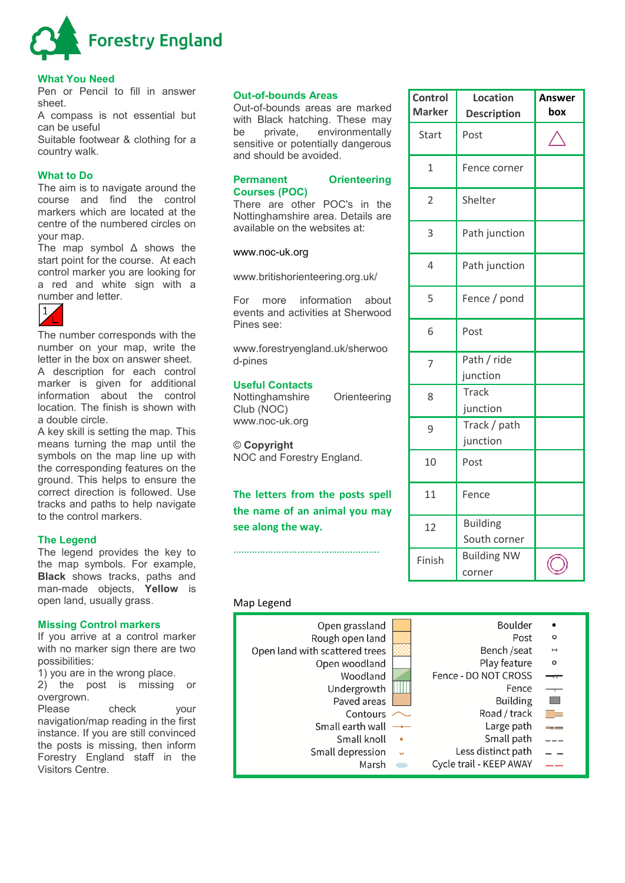Forestry England

## What You Need

Pen or Pencil to fill in answer sheet.
A compass is not essential but can be useful
Suitable footwear & clothing for a country walk.

## What to Do

The aim is to navigate around the course and find the control markers which are located at the centre of the numbered circles on your map.
The map symbol Δ shows the start point for the course. At each control marker you are looking for a red and white sign with a number and letter.

The number corresponds with the number on your map, write the letter in the box on answer sheet.
A description for each control marker is given for additional information about the control location. The finish is shown with a double circle.
A key skill is setting the map. This means turning the map until the symbols on the map line up with the corresponding features on the ground. This helps to ensure the correct direction is followed. Use tracks and paths to help navigate to the control markers.

## The Legend

The legend provides the key to the map symbols. For example, **Black** shows tracks, paths and man-made objects, **Yellow** is open land, usually grass.

## Missing Control markers

If you arrive at a control marker with no marker sign there are two possibilities:
1) you are in the wrong place.
2) the post is missing or overgrown.
Please check your navigation/map reading in the first instance. If you are still convinced the posts is missing, then inform Forestry England staff in the Visitors Centre.

## Out-of-bounds Areas

Out-of-bounds areas are marked with Black hatching. These may be private, environmentally sensitive or potentially dangerous and should be avoided.

## Permanent Orienteering Courses (POC)

There are other POC's in the Nottinghamshire area. Details are available on the websites at:

www.noc-uk.org

www.britishorienteering.org.uk/

For more information about events and activities at Sherwood Pines see:

www.forestryengland.uk/sherwood-pines

## Useful Contacts

Nottinghamshire Orienteering Club (NOC)
www.noc-uk.org

© **Copyright**
NOC and Forestry England.

**The letters from the posts spell the name of an animal you may see along the way.**

.......................................................

| Control Marker | Location Description | Answer box |
|---|---|---|
| Start | Post | △ |
| 1 | Fence corner | |
| 2 | Shelter | |
| 3 | Path junction | |
| 4 | Path junction | |
| 5 | Fence / pond | |
| 6 | Post | |
| 7 | Path / ride junction | |
| 8 | Track junction | |
| 9 | Track / path junction | |
| 10 | Post | |
| 11 | Fence | |
| 12 | Building South corner | |
| Finish | Building NW corner | ◎ |

Map Legend

Open grassland
Rough open land
Open land with scattered trees
Open woodland
Woodland
Undergrowth
Paved areas
Contours
Small earth wall
Small knoll
Small depression
Marsh

Boulder
Post
Bench /seat
Play feature
Fence - DO NOT CROSS
Fence
Building
Road / track
Large path
Small path
Less distinct path
Cycle trail - KEEP AWAY